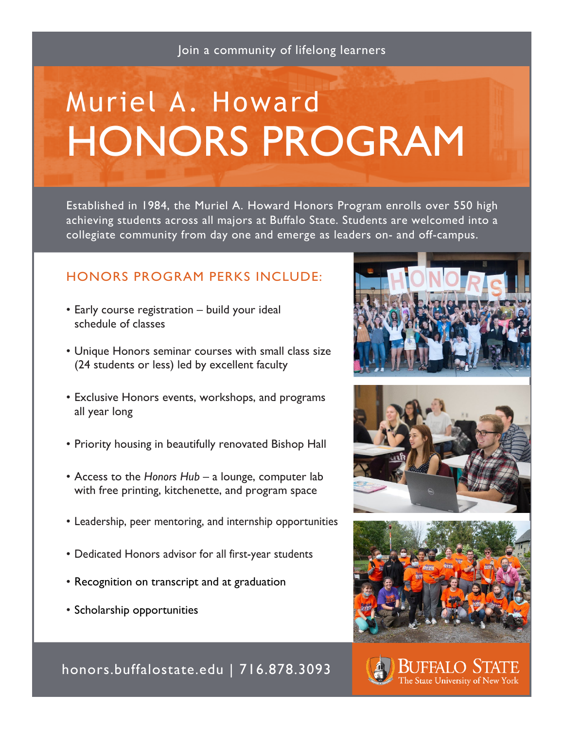Join a community of lifelong learners

# Muriel A. Howard HONORS PROGRAM

Established in 1984, the Muriel A. Howard Honors Program enrolls over 550 high achieving students across all majors at Buffalo State. Students are welcomed into a collegiate community from day one and emerge as leaders on- and off-campus.

## HONORS PROGRAM PERKS INCLUDE:

- Early course registration – build your ideal schedule of classes
- Unique Honors seminar courses with small class size (24 students or less) led by excellent faculty
- Exclusive Honors events, workshops, and programs all year long
- Priority housing in beautifully renovated Bishop Hall
- Access to the *Honors Hub* – a lounge, computer lab with free printing, kitchenette, and program space
- Leadership, peer mentoring, and internship opportunities
- Dedicated Honors advisor for all first-year students
- Recognition on transcript and at graduation
- Scholarship opportunities

honors.buffalostate.edu | 716.878.3093

BUFFALO STATE
The State University of New York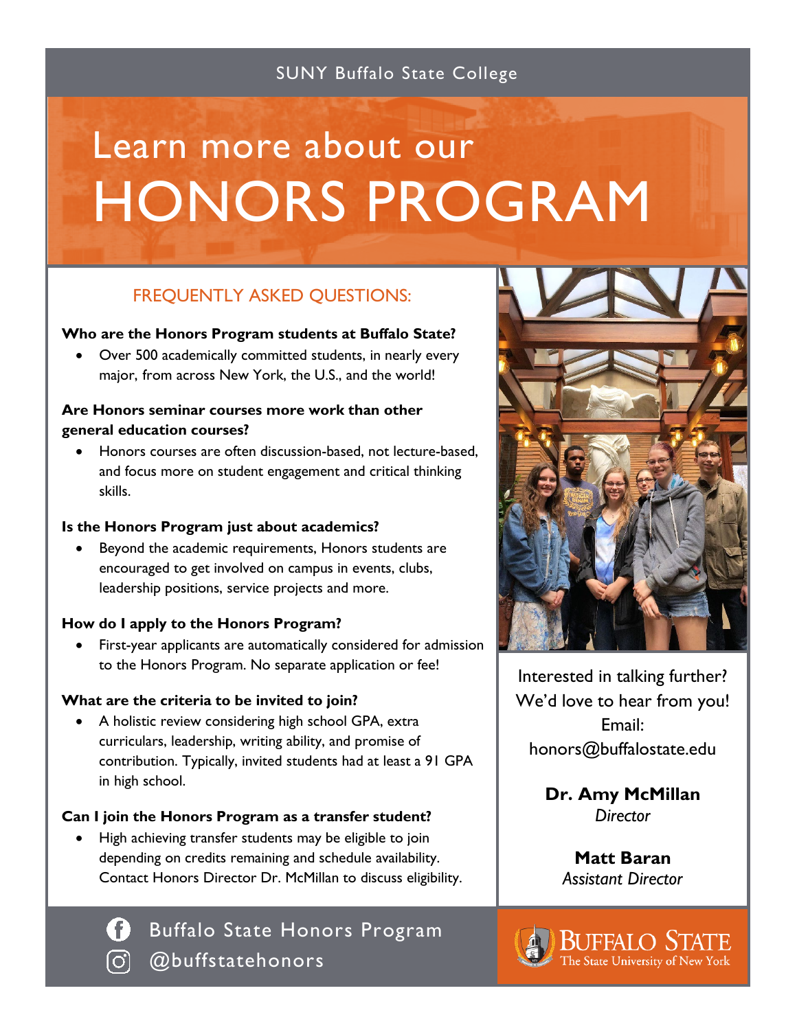SUNY Buffalo State College

# Learn more about our HONORS PROGRAM

## FREQUENTLY ASKED QUESTIONS:

**Who are the Honors Program students at Buffalo State?**

- Over 500 academically committed students, in nearly every major, from across New York, the U.S., and the world!

**Are Honors seminar courses more work than other general education courses?**

- Honors courses are often discussion-based, not lecture-based, and focus more on student engagement and critical thinking skills.

**Is the Honors Program just about academics?**

- Beyond the academic requirements, Honors students are encouraged to get involved on campus in events, clubs, leadership positions, service projects and more.

**How do I apply to the Honors Program?**

- First-year applicants are automatically considered for admission to the Honors Program. No separate application or fee!

**What are the criteria to be invited to join?**

- A holistic review considering high school GPA, extra curriculars, leadership, writing ability, and promise of contribution. Typically, invited students had at least a 91 GPA in high school.

**Can I join the Honors Program as a transfer student?**

- High achieving transfer students may be eligible to join depending on credits remaining and schedule availability. Contact Honors Director Dr. McMillan to discuss eligibility.

Interested in talking further?
We'd love to hear from you!
Email:
honors@buffalostate.edu

**Dr. Amy McMillan**
*Director*

**Matt Baran**
*Assistant Director*

Buffalo State Honors Program
@buffstatehonors

BUFFALO STATE
The State University of New York